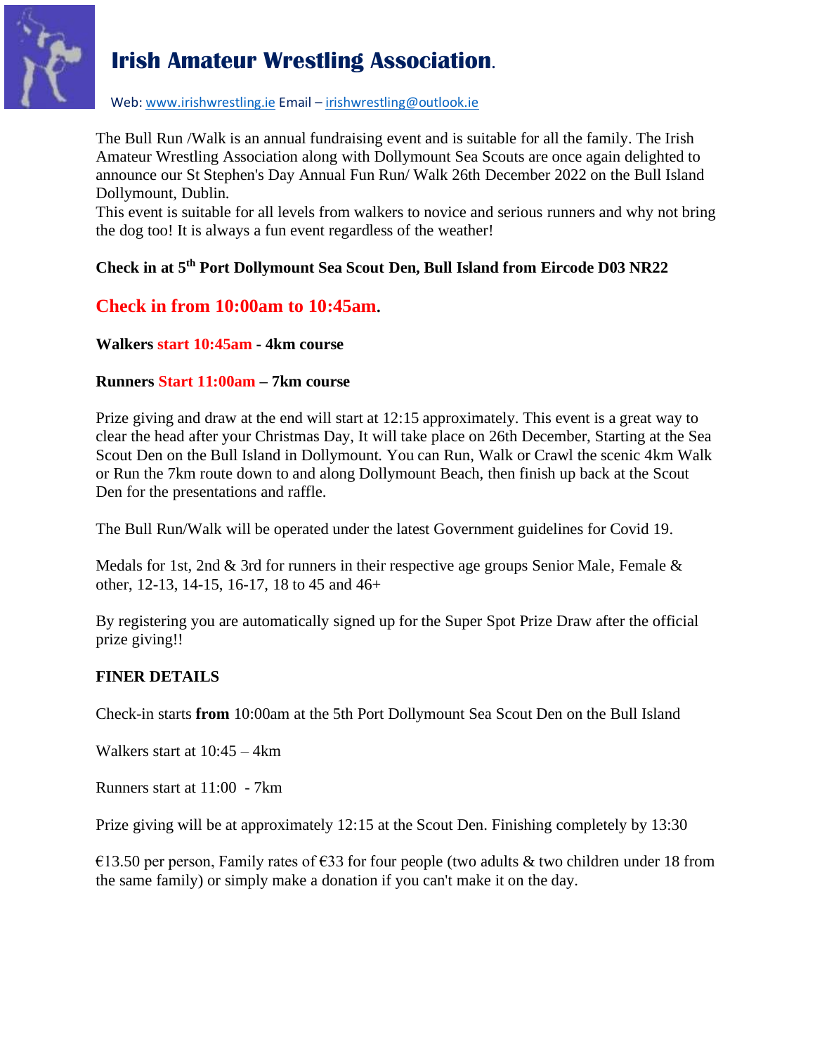# Irish Amateur Wrestling Association.

Web: www.irishwrestling.ie Email – irishwrestling@outlook.ie

The Bull Run /Walk is an annual fundraising event and is suitable for all the family. The Irish Amateur Wrestling Association along with Dollymount Sea Scouts are once again delighted to announce our St Stephen's Day Annual Fun Run/ Walk 26th December 2022 on the Bull Island Dollymount, Dublin.
This event is suitable for all levels from walkers to novice and serious runners and why not bring the dog too! It is always a fun event regardless of the weather!

**Check in at 5th Port Dollymount Sea Scout Den, Bull Island from Eircode D03 NR22**

## Check in from 10:00am to 10:45am.

**Walkers start 10:45am - 4km course**

**Runners Start 11:00am – 7km course**

Prize giving and draw at the end will start at 12:15 approximately. This event is a great way to clear the head after your Christmas Day, It will take place on 26th December, Starting at the Sea Scout Den on the Bull Island in Dollymount. You can Run, Walk or Crawl the scenic 4km Walk or Run the 7km route down to and along Dollymount Beach, then finish up back at the Scout Den for the presentations and raffle.

The Bull Run/Walk will be operated under the latest Government guidelines for Covid 19.

Medals for 1st, 2nd & 3rd for runners in their respective age groups Senior Male, Female & other, 12-13, 14-15, 16-17, 18 to 45 and 46+

By registering you are automatically signed up for the Super Spot Prize Draw after the official prize giving!!

**FINER DETAILS**

Check-in starts **from** 10:00am at the 5th Port Dollymount Sea Scout Den on the Bull Island

Walkers start at 10:45 – 4km

Runners start at 11:00 - 7km

Prize giving will be at approximately 12:15 at the Scout Den. Finishing completely by 13:30

€13.50 per person, Family rates of €33 for four people (two adults & two children under 18 from the same family) or simply make a donation if you can't make it on the day.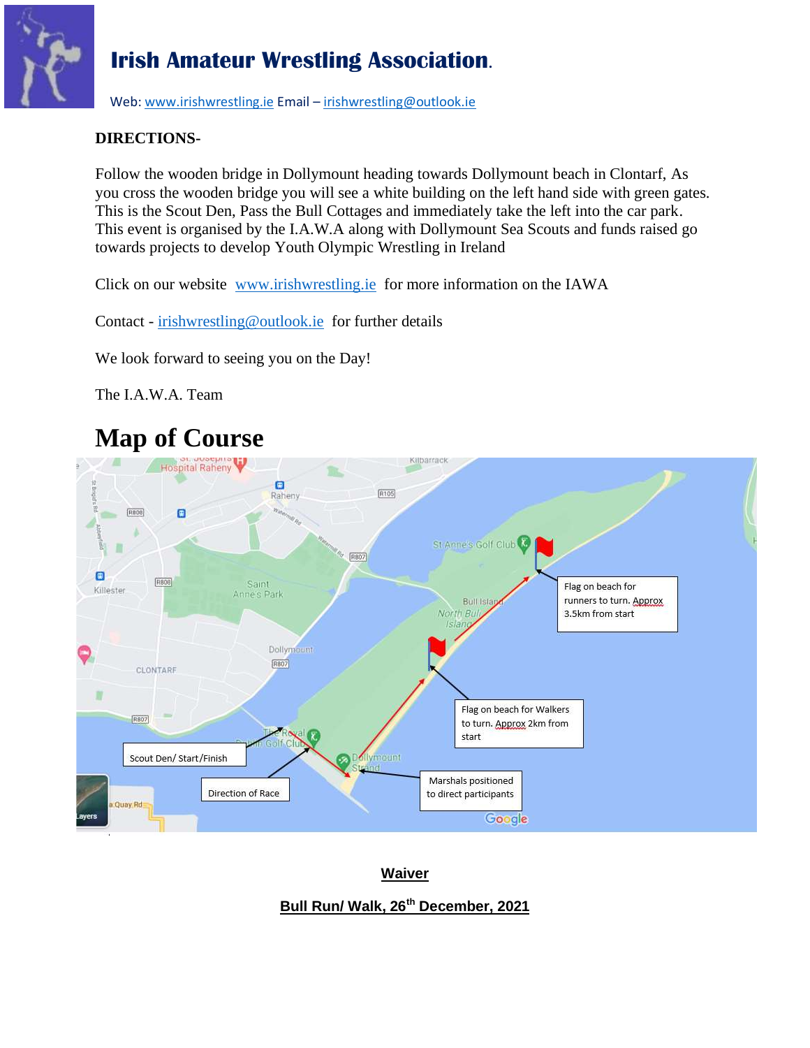# Irish Amateur Wrestling Association.

Web: www.irishwrestling.ie Email – irishwrestling@outlook.ie

**DIRECTIONS-**

Follow the wooden bridge in Dollymount heading towards Dollymount beach in Clontarf, As you cross the wooden bridge you will see a white building on the left hand side with green gates. This is the Scout Den, Pass the Bull Cottages and immediately take the left into the car park. This event is organised by the I.A.W.A along with Dollymount Sea Scouts and funds raised go towards projects to develop Youth Olympic Wrestling in Ireland

Click on our website www.irishwrestling.ie for more information on the IAWA

Contact - irishwrestling@outlook.ie for further details

We look forward to seeing you on the Day!

The I.A.W.A. Team

# Map of Course

Flag on beach for runners to turn. Approx 3.5km from start

Flag on beach for Walkers to turn. Approx 2km from start

Scout Den/ Start/Finish

Direction of Race

Marshals positioned to direct participants

**Waiver**

**Bull Run/ Walk, 26th December, 2021**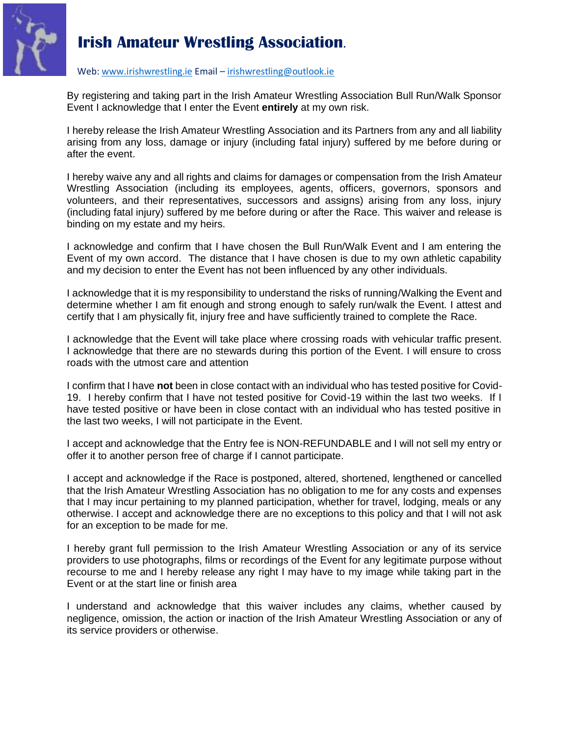# Irish Amateur Wrestling Association.

Web: www.irishwrestling.ie Email – irishwrestling@outlook.ie

By registering and taking part in the Irish Amateur Wrestling Association Bull Run/Walk Sponsor Event I acknowledge that I enter the Event **entirely** at my own risk.

I hereby release the Irish Amateur Wrestling Association and its Partners from any and all liability arising from any loss, damage or injury (including fatal injury) suffered by me before during or after the event.

I hereby waive any and all rights and claims for damages or compensation from the Irish Amateur Wrestling Association (including its employees, agents, officers, governors, sponsors and volunteers, and their representatives, successors and assigns) arising from any loss, injury (including fatal injury) suffered by me before during or after the Race. This waiver and release is binding on my estate and my heirs.

I acknowledge and confirm that I have chosen the Bull Run/Walk Event and I am entering the Event of my own accord. The distance that I have chosen is due to my own athletic capability and my decision to enter the Event has not been influenced by any other individuals.

I acknowledge that it is my responsibility to understand the risks of running/Walking the Event and determine whether I am fit enough and strong enough to safely run/walk the Event. I attest and certify that I am physically fit, injury free and have sufficiently trained to complete the Race.

I acknowledge that the Event will take place where crossing roads with vehicular traffic present. I acknowledge that there are no stewards during this portion of the Event. I will ensure to cross roads with the utmost care and attention

I confirm that I have **not** been in close contact with an individual who has tested positive for Covid-19. I hereby confirm that I have not tested positive for Covid-19 within the last two weeks. If I have tested positive or have been in close contact with an individual who has tested positive in the last two weeks, I will not participate in the Event.

I accept and acknowledge that the Entry fee is NON-REFUNDABLE and I will not sell my entry or offer it to another person free of charge if I cannot participate.

I accept and acknowledge if the Race is postponed, altered, shortened, lengthened or cancelled that the Irish Amateur Wrestling Association has no obligation to me for any costs and expenses that I may incur pertaining to my planned participation, whether for travel, lodging, meals or any otherwise. I accept and acknowledge there are no exceptions to this policy and that I will not ask for an exception to be made for me.

I hereby grant full permission to the Irish Amateur Wrestling Association or any of its service providers to use photographs, films or recordings of the Event for any legitimate purpose without recourse to me and I hereby release any right I may have to my image while taking part in the Event or at the start line or finish area

I understand and acknowledge that this waiver includes any claims, whether caused by negligence, omission, the action or inaction of the Irish Amateur Wrestling Association or any of its service providers or otherwise.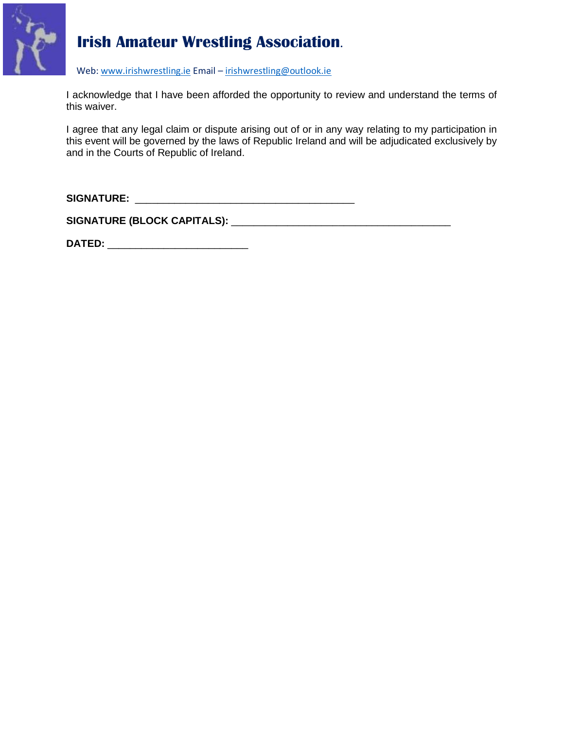# Irish Amateur Wrestling Association.

Web: www.irishwrestling.ie Email – irishwrestling@outlook.ie

I acknowledge that I have been afforded the opportunity to review and understand the terms of this waiver.

I agree that any legal claim or dispute arising out of or in any way relating to my participation in this event will be governed by the laws of Republic Ireland and will be adjudicated exclusively by and in the Courts of Republic of Ireland.

**SIGNATURE:** ______________________________________

**SIGNATURE (BLOCK CAPITALS):** ______________________________________

**DATED:** ________________________